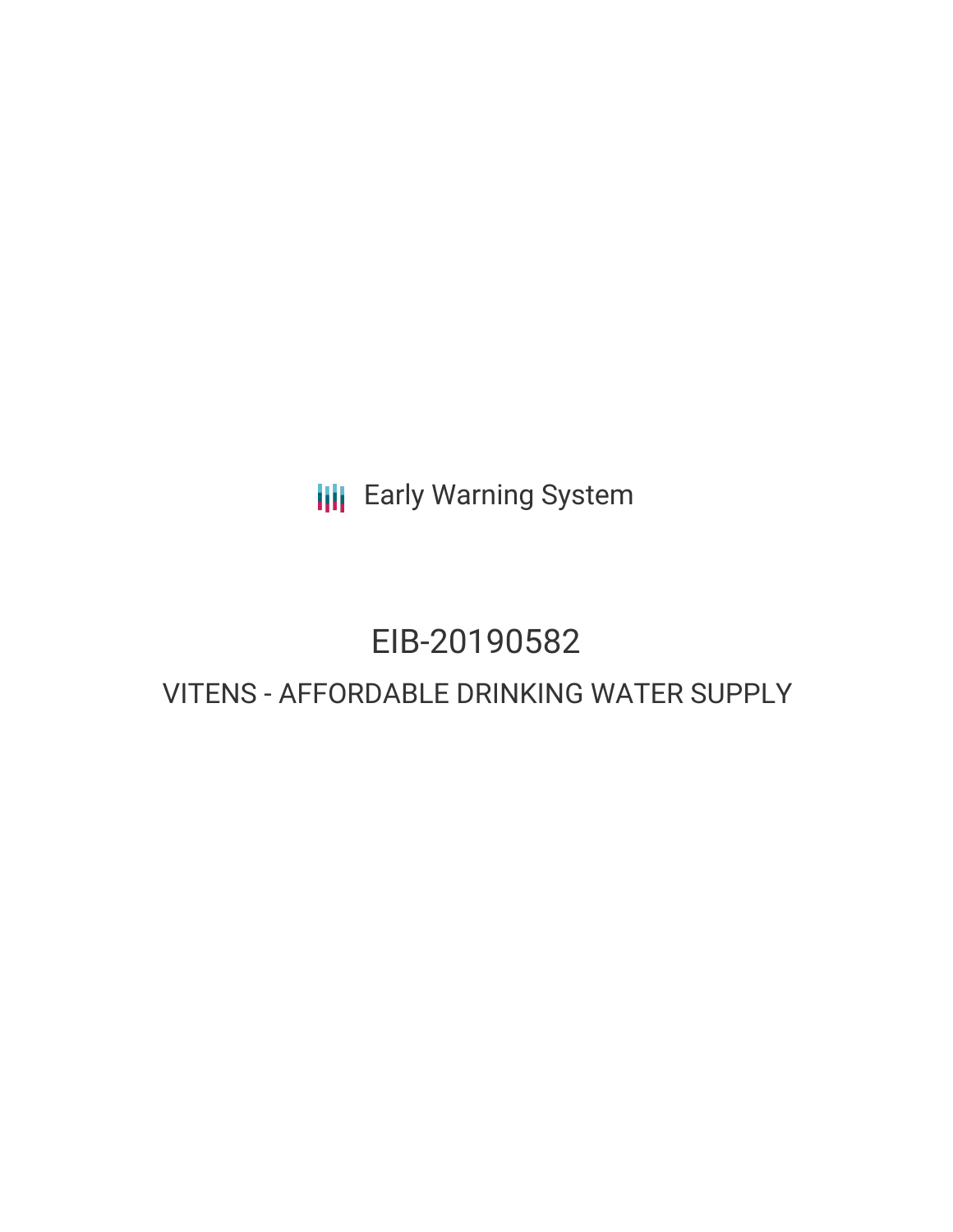Early Warning System

# EIB-20190582

## VITENS - AFFORDABLE DRINKING WATER SUPPLY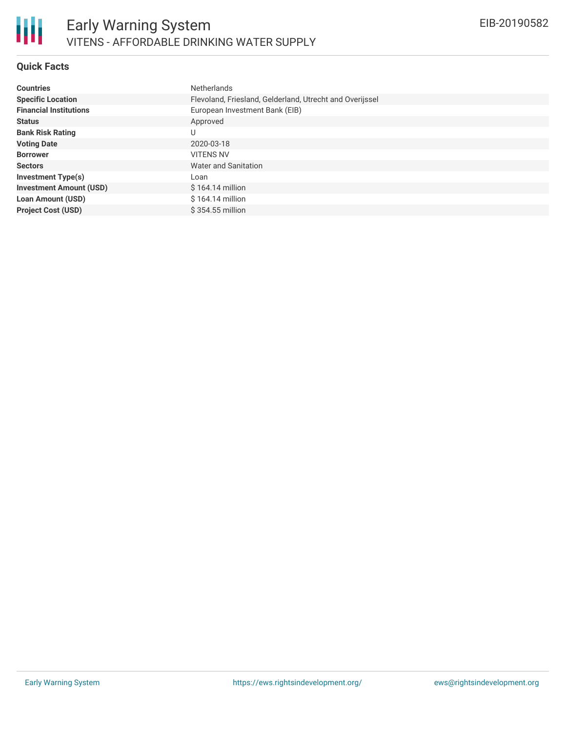# Early Warning System

## VITENS - AFFORDABLE DRINKING WATER SUPPLY

EIB-20190582

### Quick Facts

| | |
|---|---|
| **Countries** | Netherlands |
| **Specific Location** | Flevoland, Friesland, Gelderland, Utrecht and Overijssel |
| **Financial Institutions** | European Investment Bank (EIB) |
| **Status** | Approved |
| **Bank Risk Rating** | U |
| **Voting Date** | 2020-03-18 |
| **Borrower** | VITENS NV |
| **Sectors** | Water and Sanitation |
| **Investment Type(s)** | Loan |
| **Investment Amount (USD)** | $ 164.14 million |
| **Loan Amount (USD)** | $ 164.14 million |
| **Project Cost (USD)** | $ 354.55 million |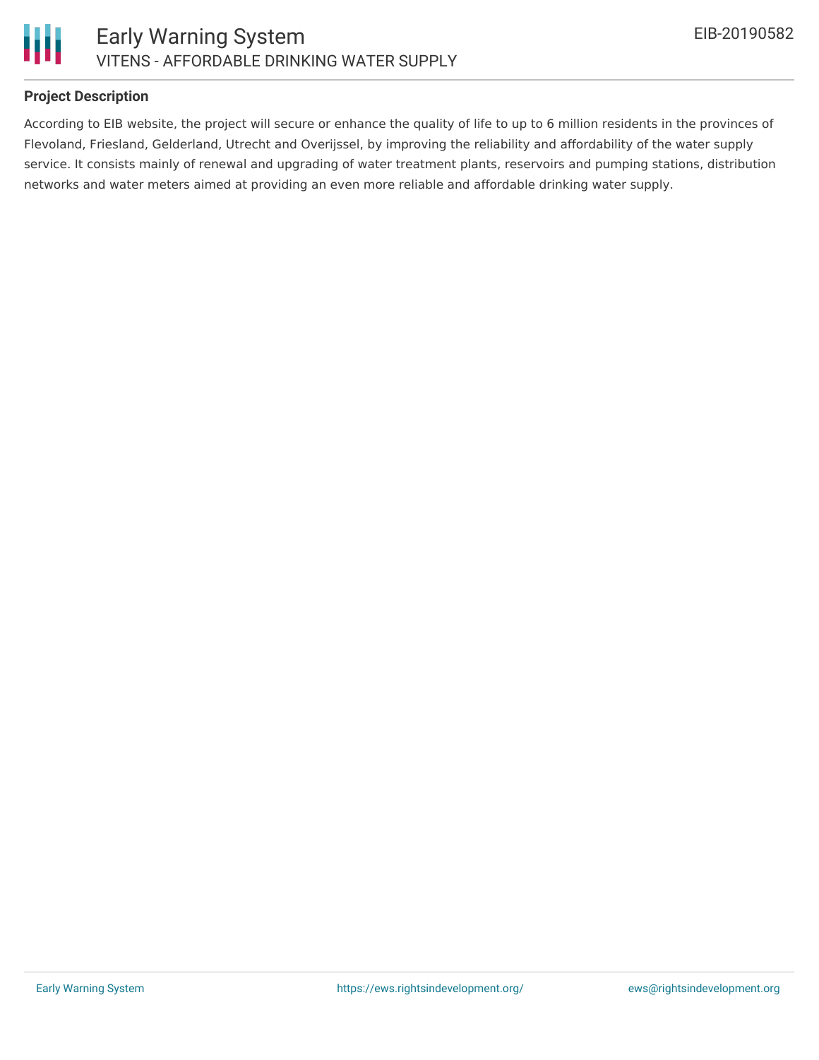### Project Description

According to EIB website, the project will secure or enhance the quality of life to up to 6 million residents in the provinces of Flevoland, Friesland, Gelderland, Utrecht and Overijssel, by improving the reliability and affordability of the water supply service. It consists mainly of renewal and upgrading of water treatment plants, reservoirs and pumping stations, distribution networks and water meters aimed at providing an even more reliable and affordable drinking water supply.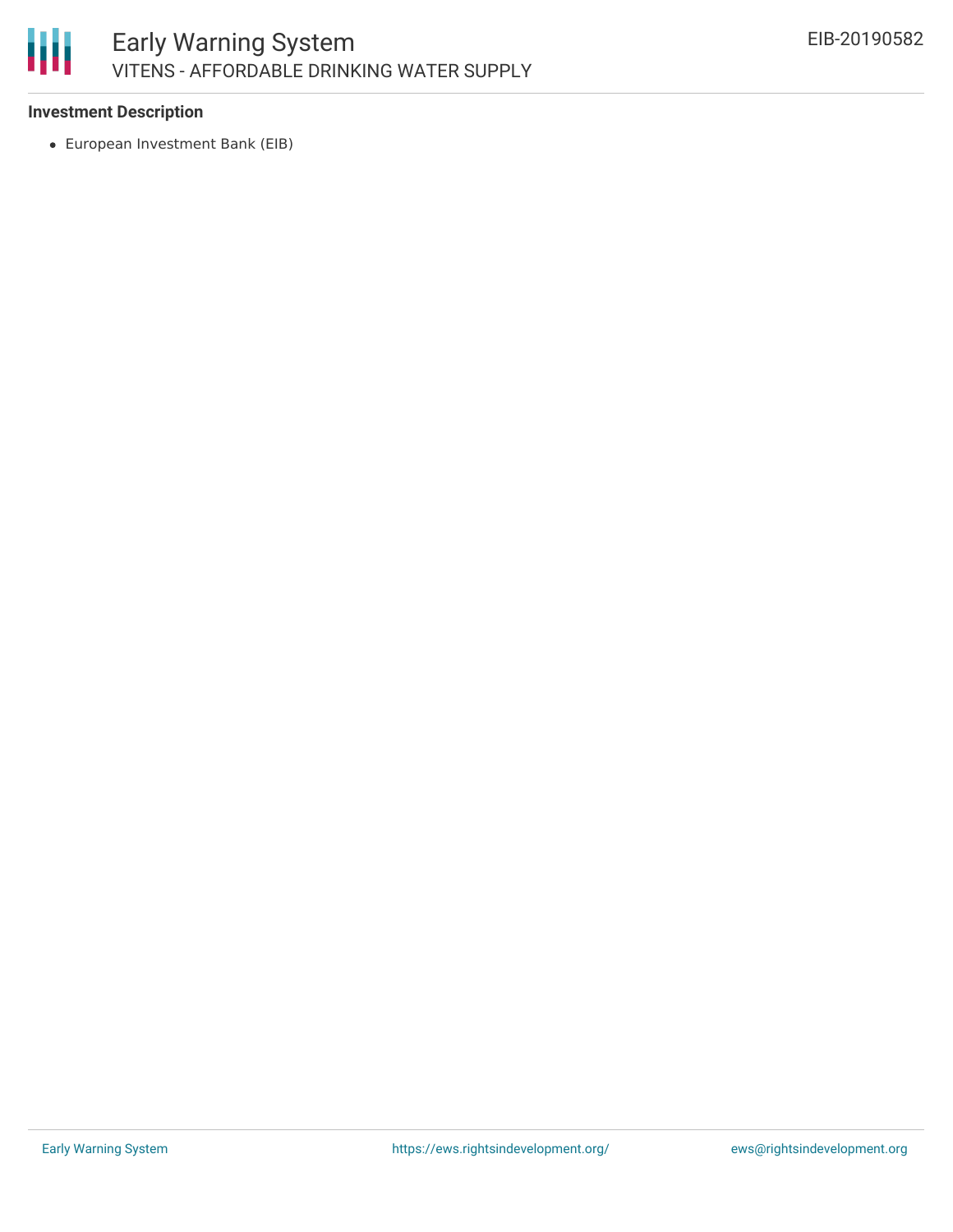### Investment Description

- European Investment Bank (EIB)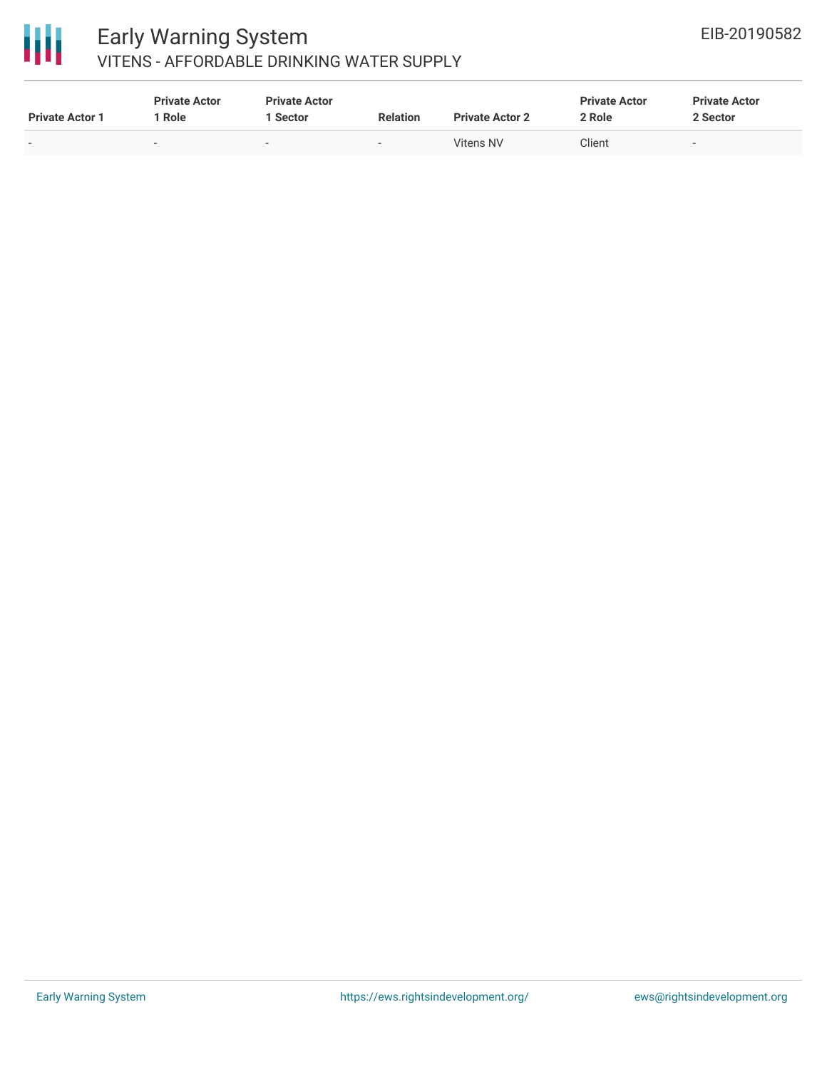| Private Actor 1 | Private Actor 1 Role | Private Actor 1 Sector | Relation | Private Actor 2 | Private Actor 2 Role | Private Actor 2 Sector |
|---|---|---|---|---|---|---|
| - | - | - | - | Vitens NV | Client | - |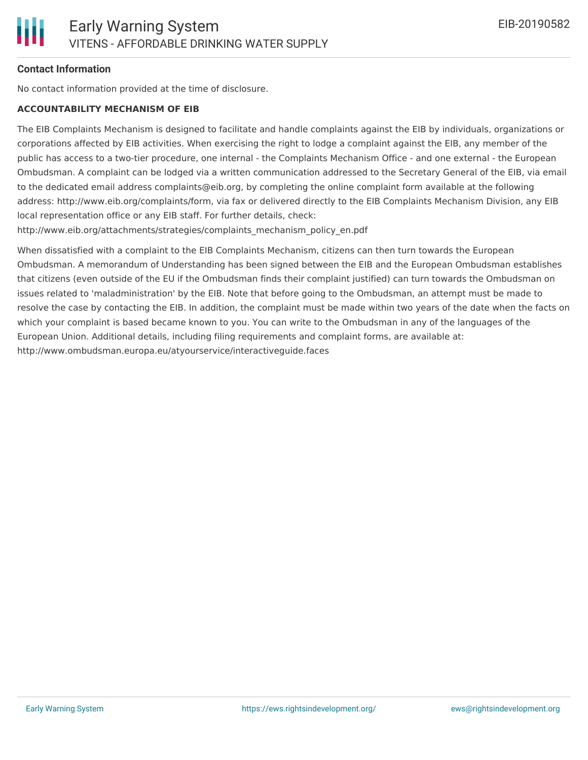### Contact Information

No contact information provided at the time of disclosure.

**ACCOUNTABILITY MECHANISM OF EIB**

The EIB Complaints Mechanism is designed to facilitate and handle complaints against the EIB by individuals, organizations or corporations affected by EIB activities. When exercising the right to lodge a complaint against the EIB, any member of the public has access to a two-tier procedure, one internal - the Complaints Mechanism Office - and one external - the European Ombudsman. A complaint can be lodged via a written communication addressed to the Secretary General of the EIB, via email to the dedicated email address complaints@eib.org, by completing the online complaint form available at the following address: http://www.eib.org/complaints/form, via fax or delivered directly to the EIB Complaints Mechanism Division, any EIB local representation office or any EIB staff. For further details, check: http://www.eib.org/attachments/strategies/complaints_mechanism_policy_en.pdf

When dissatisfied with a complaint to the EIB Complaints Mechanism, citizens can then turn towards the European Ombudsman. A memorandum of Understanding has been signed between the EIB and the European Ombudsman establishes that citizens (even outside of the EU if the Ombudsman finds their complaint justified) can turn towards the Ombudsman on issues related to 'maladministration' by the EIB. Note that before going to the Ombudsman, an attempt must be made to resolve the case by contacting the EIB. In addition, the complaint must be made within two years of the date when the facts on which your complaint is based became known to you. You can write to the Ombudsman in any of the languages of the European Union. Additional details, including filing requirements and complaint forms, are available at: http://www.ombudsman.europa.eu/atyourservice/interactiveguide.faces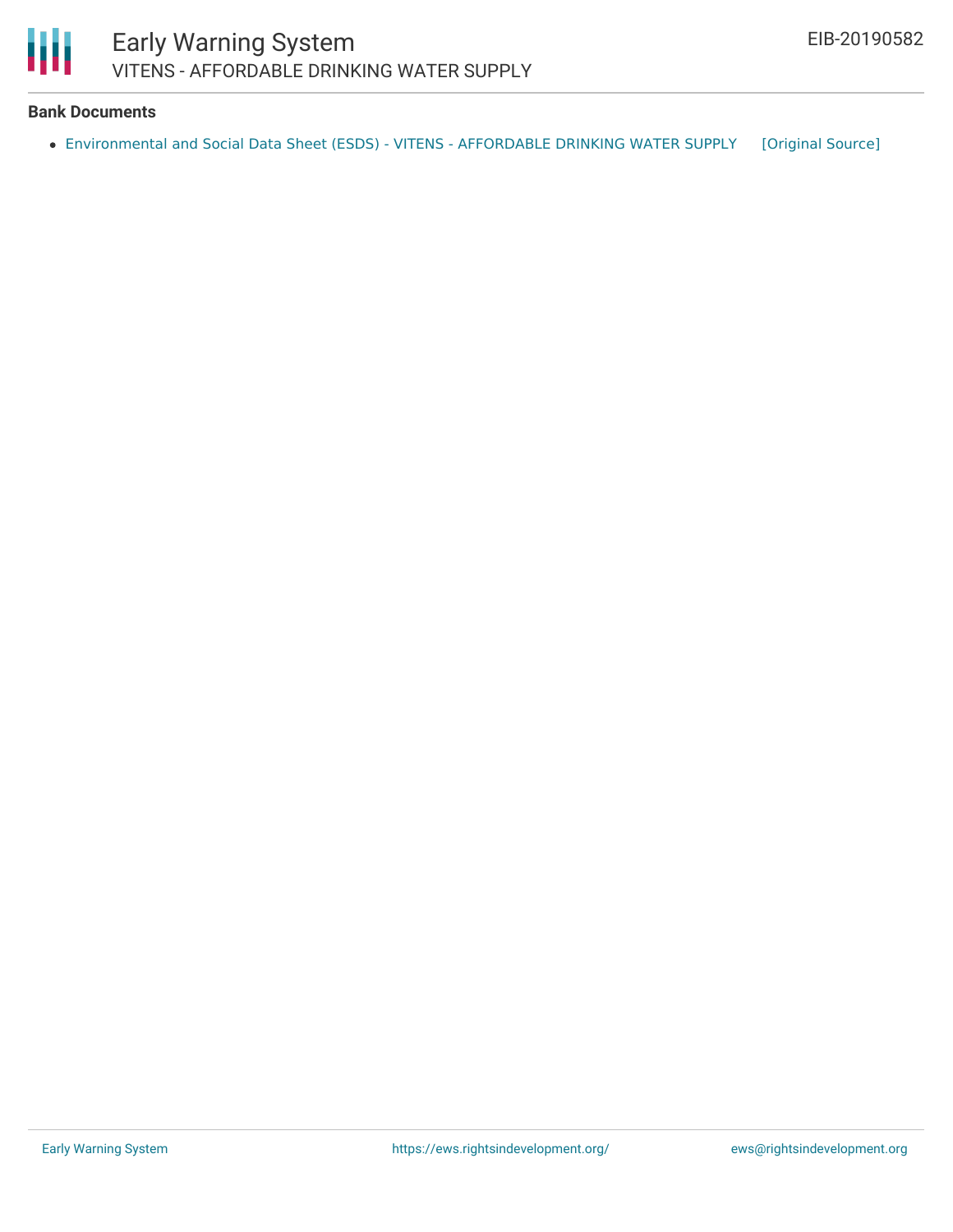**Bank Documents**

- Environmental and Social Data Sheet (ESDS) - VITENS - AFFORDABLE DRINKING WATER SUPPLY [Original Source]